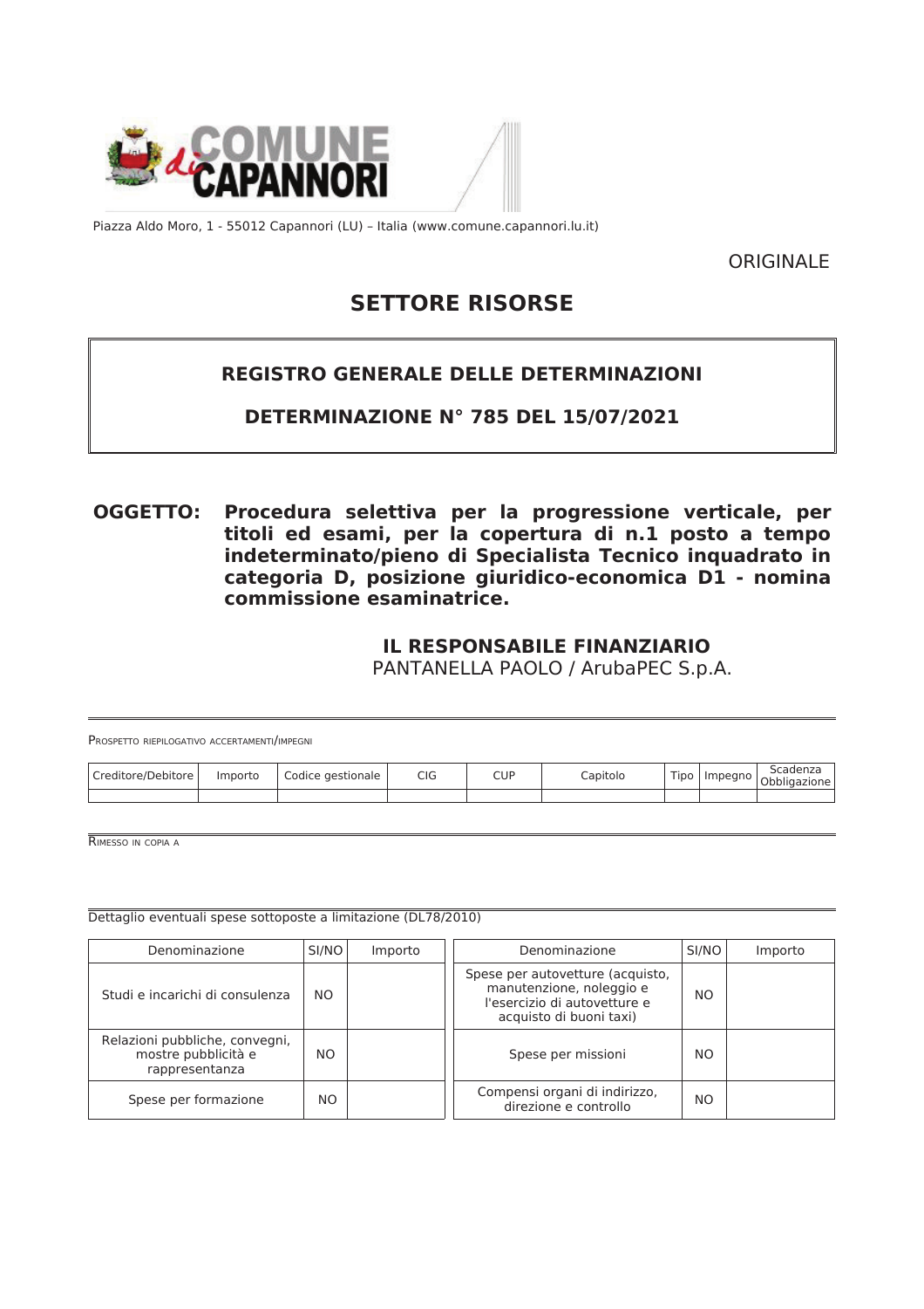Piazza Aldo Moro, 1 - 55012 Capannori (LU) – Italia (www.comune.capannori.lu.it)

ORIGINALE

# SETTORE RISORSE

## REGISTRO GENERALE DELLE DETERMINAZIONI

## DETERMINAZIONE N° 785 DEL 15/07/2021

**OGGETTO: Procedura selettiva per la progressione verticale, per titoli ed esami, per la copertura di n.1 posto a tempo indeterminato/pieno di Specialista Tecnico inquadrato in categoria D, posizione giuridico-economica D1 - nomina commissione esaminatrice.**

**IL RESPONSABILE FINANZIARIO**
PANTANELLA PAOLO / ArubaPEC S.p.A.

PROSPETTO RIEPILOGATIVO ACCERTAMENTI/IMPEGNI

| Creditore/Debitore | Importo | Codice gestionale | CIG | CUP | Capitolo | Tipo | Impegno | Scadenza Obbligazione |
|---|---|---|---|---|---|---|---|---|
| | | | | | | | | |

RIMESSO IN COPIA A

Dettaglio eventuali spese sottoposte a limitazione (DL78/2010)

| Denominazione | SI/NO | Importo | Denominazione | SI/NO | Importo |
|---|---|---|---|---|---|
| Studi e incarichi di consulenza | NO | | Spese per autovetture (acquisto, manutenzione, noleggio e l'esercizio di autovetture e acquisto di buoni taxi) | NO | |
| Relazioni pubbliche, convegni, mostre pubblicità e rappresentanza | NO | | Spese per missioni | NO | |
| Spese per formazione | NO | | Compensi organi di indirizzo, direzione e controllo | NO | |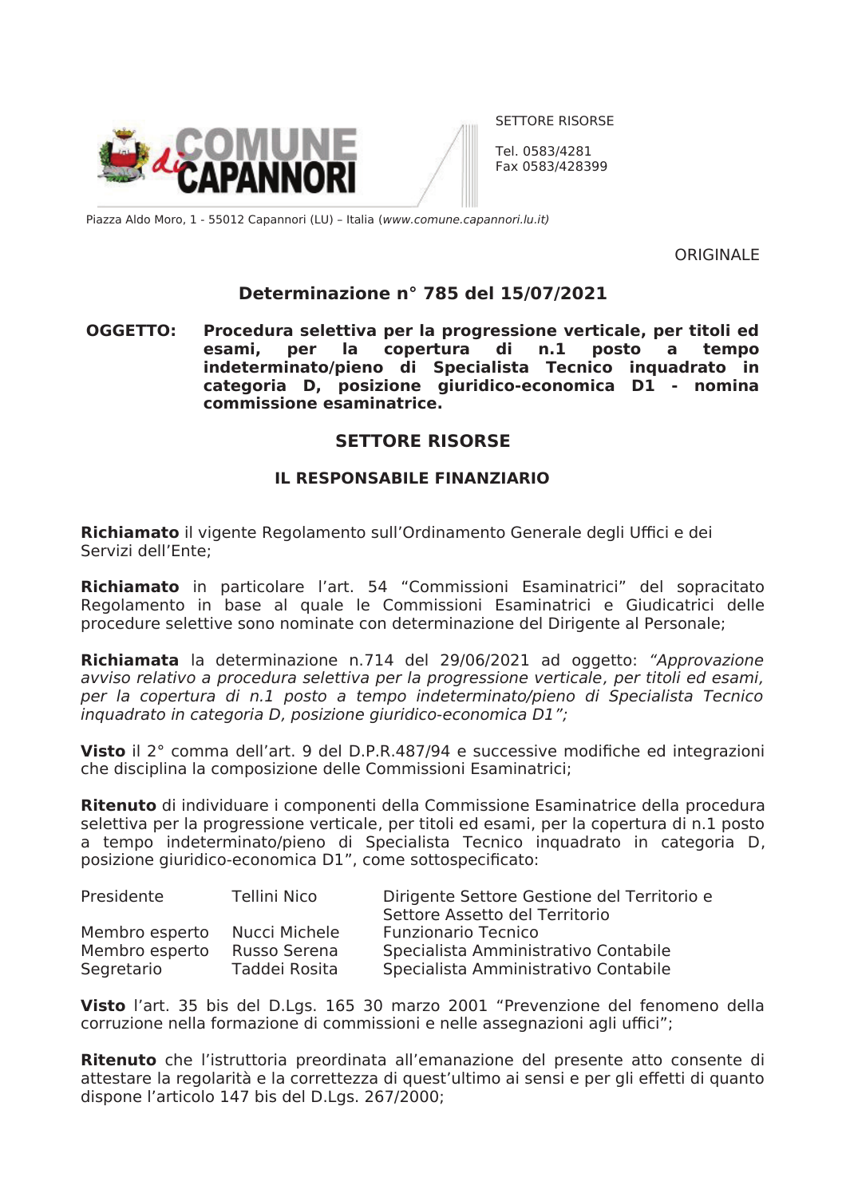SETTORE RISORSE

Tel. 0583/4281
Fax 0583/428399

Piazza Aldo Moro, 1 - 55012 Capannori (LU) – Italia (*www.comune.capannori.lu.it)*

ORIGINALE

## Determinazione n° 785 del 15/07/2021

**OGGETTO: Procedura selettiva per la progressione verticale, per titoli ed esami, per la copertura di n.1 posto a tempo indeterminato/pieno di Specialista Tecnico inquadrato in categoria D, posizione giuridico-economica D1 - nomina commissione esaminatrice.**

## SETTORE RISORSE

### IL RESPONSABILE FINANZIARIO

**Richiamato** il vigente Regolamento sull'Ordinamento Generale degli Uffici e dei Servizi dell'Ente;

**Richiamato** in particolare l'art. 54 "Commissioni Esaminatrici" del sopracitato Regolamento in base al quale le Commissioni Esaminatrici e Giudicatrici delle procedure selettive sono nominate con determinazione del Dirigente al Personale;

**Richiamata** la determinazione n.714 del 29/06/2021 ad oggetto: *"Approvazione avviso relativo a procedura selettiva per la progressione verticale, per titoli ed esami, per la copertura di n.1 posto a tempo indeterminato/pieno di Specialista Tecnico inquadrato in categoria D, posizione giuridico-economica D1";*

**Visto** il 2° comma dell'art. 9 del D.P.R.487/94 e successive modifiche ed integrazioni che disciplina la composizione delle Commissioni Esaminatrici;

**Ritenuto** di individuare i componenti della Commissione Esaminatrice della procedura selettiva per la progressione verticale, per titoli ed esami, per la copertura di n.1 posto a tempo indeterminato/pieno di Specialista Tecnico inquadrato in categoria D, posizione giuridico-economica D1", come sottospecificato:

| | | |
|---|---|---|
| Presidente | Tellini Nico | Dirigente Settore Gestione del Territorio e Settore Assetto del Territorio |
| Membro esperto | Nucci Michele | Funzionario Tecnico |
| Membro esperto | Russo Serena | Specialista Amministrativo Contabile |
| Segretario | Taddei Rosita | Specialista Amministrativo Contabile |

**Visto** l'art. 35 bis del D.Lgs. 165 30 marzo 2001 "Prevenzione del fenomeno della corruzione nella formazione di commissioni e nelle assegnazioni agli uffici";

**Ritenuto** che l'istruttoria preordinata all'emanazione del presente atto consente di attestare la regolarità e la correttezza di quest'ultimo ai sensi e per gli effetti di quanto dispone l'articolo 147 bis del D.Lgs. 267/2000;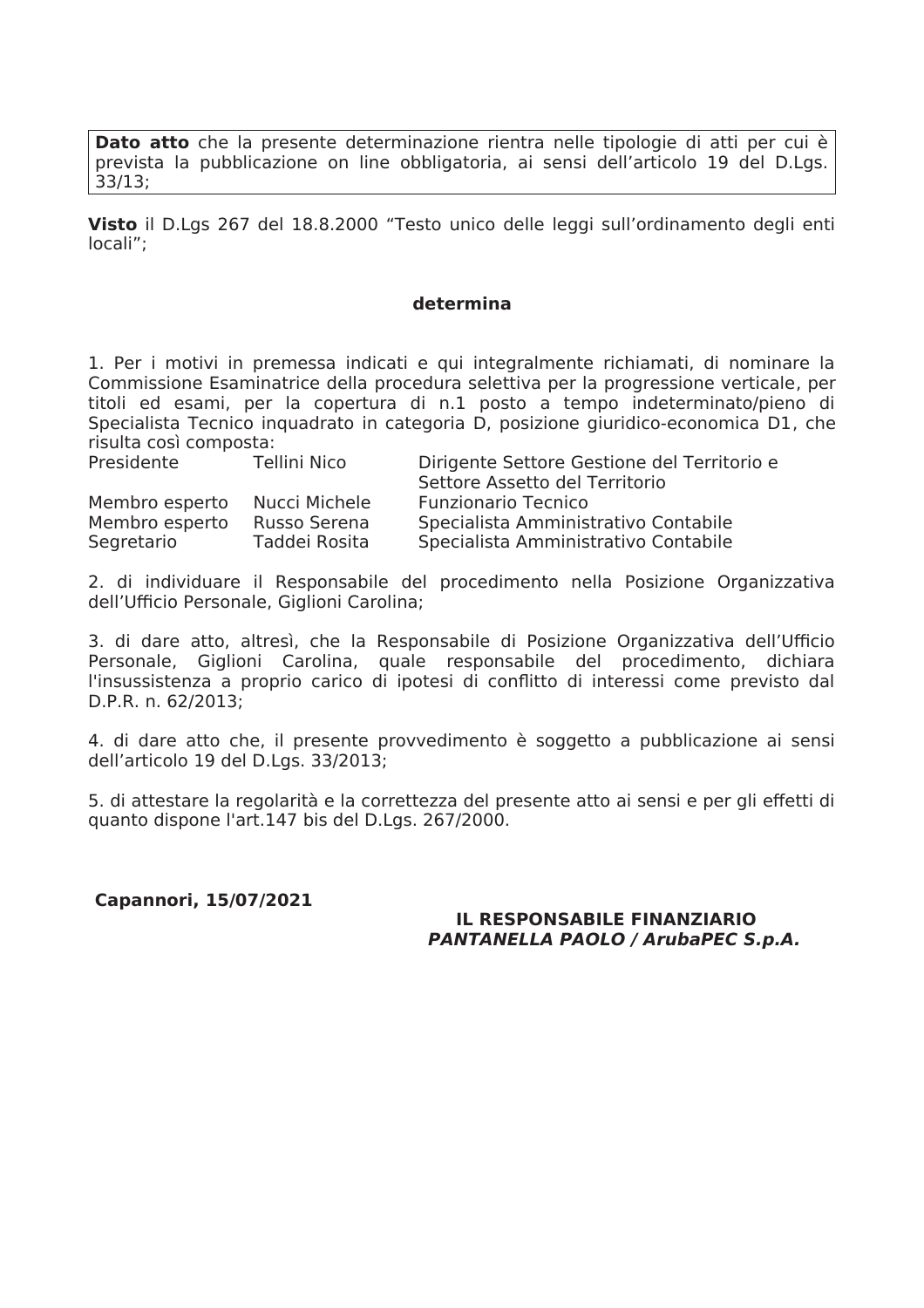**Dato atto** che la presente determinazione rientra nelle tipologie di atti per cui è prevista la pubblicazione on line obbligatoria, ai sensi dell'articolo 19 del D.Lgs. 33/13;

**Visto** il D.Lgs 267 del 18.8.2000 "Testo unico delle leggi sull'ordinamento degli enti locali";

**determina**

1. Per i motivi in premessa indicati e qui integralmente richiamati, di nominare la Commissione Esaminatrice della procedura selettiva per la progressione verticale, per titoli ed esami, per la copertura di n.1 posto a tempo indeterminato/pieno di Specialista Tecnico inquadrato in categoria D, posizione giuridico-economica D1, che risulta così composta:

| | | |
|---|---|---|
| Presidente | Tellini Nico | Dirigente Settore Gestione del Territorio e Settore Assetto del Territorio |
| Membro esperto | Nucci Michele | Funzionario Tecnico |
| Membro esperto | Russo Serena | Specialista Amministrativo Contabile |
| Segretario | Taddei Rosita | Specialista Amministrativo Contabile |

2. di individuare il Responsabile del procedimento nella Posizione Organizzativa dell'Ufficio Personale, Giglioni Carolina;

3. di dare atto, altresì, che la Responsabile di Posizione Organizzativa dell'Ufficio Personale, Giglioni Carolina, quale responsabile del procedimento, dichiara l'insussistenza a proprio carico di ipotesi di conflitto di interessi come previsto dal D.P.R. n. 62/2013;

4. di dare atto che, il presente provvedimento è soggetto a pubblicazione ai sensi dell'articolo 19 del D.Lgs. 33/2013;

5. di attestare la regolarità e la correttezza del presente atto ai sensi e per gli effetti di quanto dispone l'art.147 bis del D.Lgs. 267/2000.

**Capannori, 15/07/2021**

**IL RESPONSABILE FINANZIARIO**
***PANTANELLA PAOLO / ArubaPEC S.p.A.***